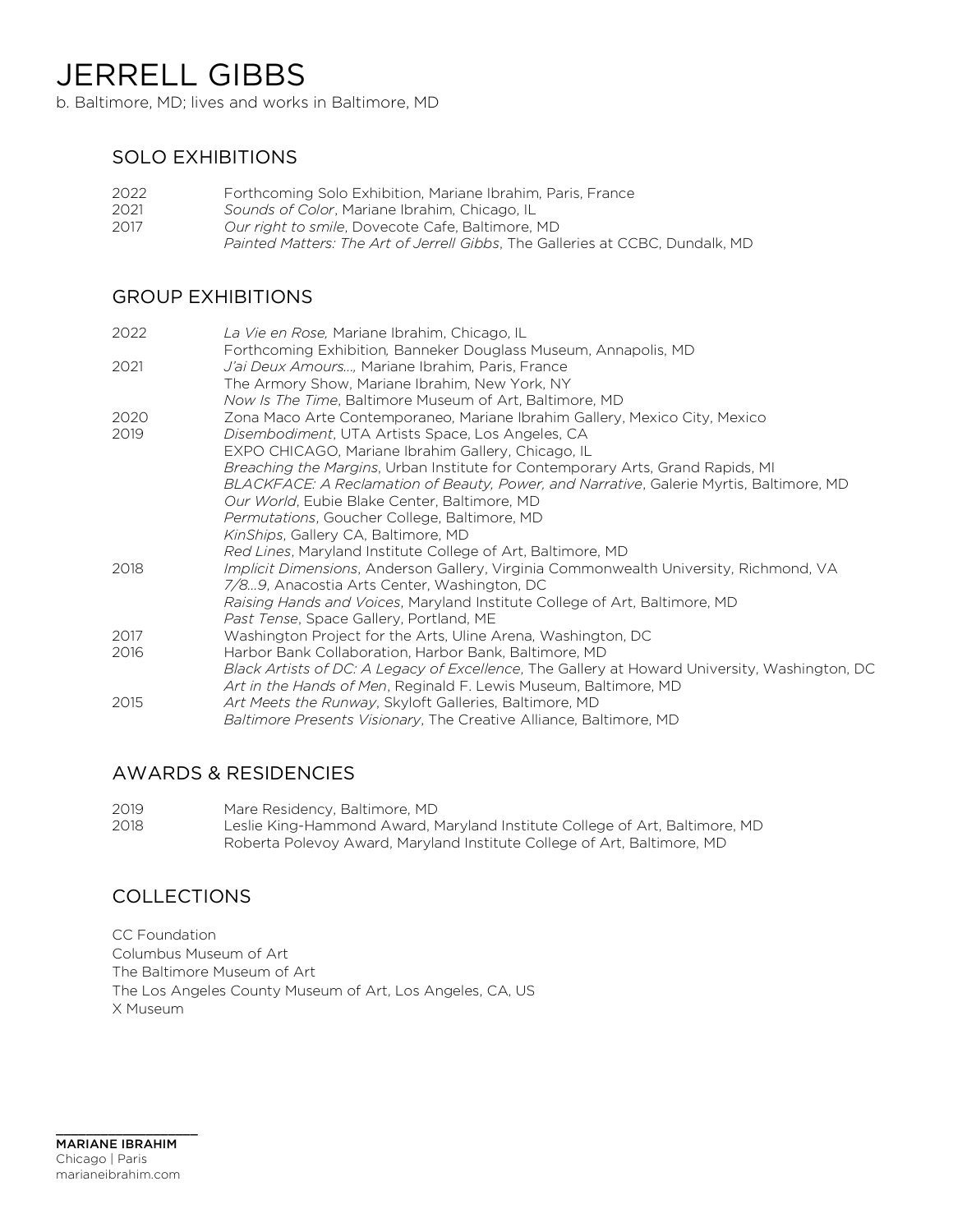# JERRELL GIBBS

b. Baltimore, MD; lives and works in Baltimore, MD

## SOLO EXHIBITIONS

2022 Forthcoming Solo Exhibition, Mariane Ibrahim, Paris, France
2021 *Sounds of Color*, Mariane Ibrahim, Chicago, IL
2017 *Our right to smile*, Dovecote Cafe, Baltimore, MD
*Painted Matters: The Art of Jerrell Gibbs*, The Galleries at CCBC, Dundalk, MD

## GROUP EXHIBITIONS

2022 *La Vie en Rose,* Mariane Ibrahim, Chicago, IL
Forthcoming Exhibition, Banneker Douglass Museum, Annapolis, MD
2021 *J'ai Deux Amours…,* Mariane Ibrahim, Paris, France
The Armory Show, Mariane Ibrahim, New York, NY
*Now Is The Time*, Baltimore Museum of Art, Baltimore, MD
2020 Zona Maco Arte Contemporaneo, Mariane Ibrahim Gallery, Mexico City, Mexico
2019 *Disembodiment*, UTA Artists Space, Los Angeles, CA
EXPO CHICAGO, Mariane Ibrahim Gallery, Chicago, IL
*Breaching the Margins*, Urban Institute for Contemporary Arts, Grand Rapids, MI
*BLACKFACE: A Reclamation of Beauty, Power, and Narrative*, Galerie Myrtis, Baltimore, MD
*Our World*, Eubie Blake Center, Baltimore, MD
*Permutations*, Goucher College, Baltimore, MD
*KinShips*, Gallery CA, Baltimore, MD
*Red Lines*, Maryland Institute College of Art, Baltimore, MD
2018 *Implicit Dimensions*, Anderson Gallery, Virginia Commonwealth University, Richmond, VA
*7/8…9*, Anacostia Arts Center, Washington, DC
*Raising Hands and Voices*, Maryland Institute College of Art, Baltimore, MD
*Past Tense*, Space Gallery, Portland, ME
2017 Washington Project for the Arts, Uline Arena, Washington, DC
2016 Harbor Bank Collaboration, Harbor Bank, Baltimore, MD
*Black Artists of DC: A Legacy of Excellence*, The Gallery at Howard University, Washington, DC
*Art in the Hands of Men*, Reginald F. Lewis Museum, Baltimore, MD
2015 *Art Meets the Runway*, Skyloft Galleries, Baltimore, MD
*Baltimore Presents Visionary*, The Creative Alliance, Baltimore, MD

## AWARDS & RESIDENCIES

2019 Mare Residency, Baltimore, MD
2018 Leslie King-Hammond Award, Maryland Institute College of Art, Baltimore, MD
Roberta Polevoy Award, Maryland Institute College of Art, Baltimore, MD

## COLLECTIONS

CC Foundation
Columbus Museum of Art
The Baltimore Museum of Art
The Los Angeles County Museum of Art, Los Angeles, CA, US
X Museum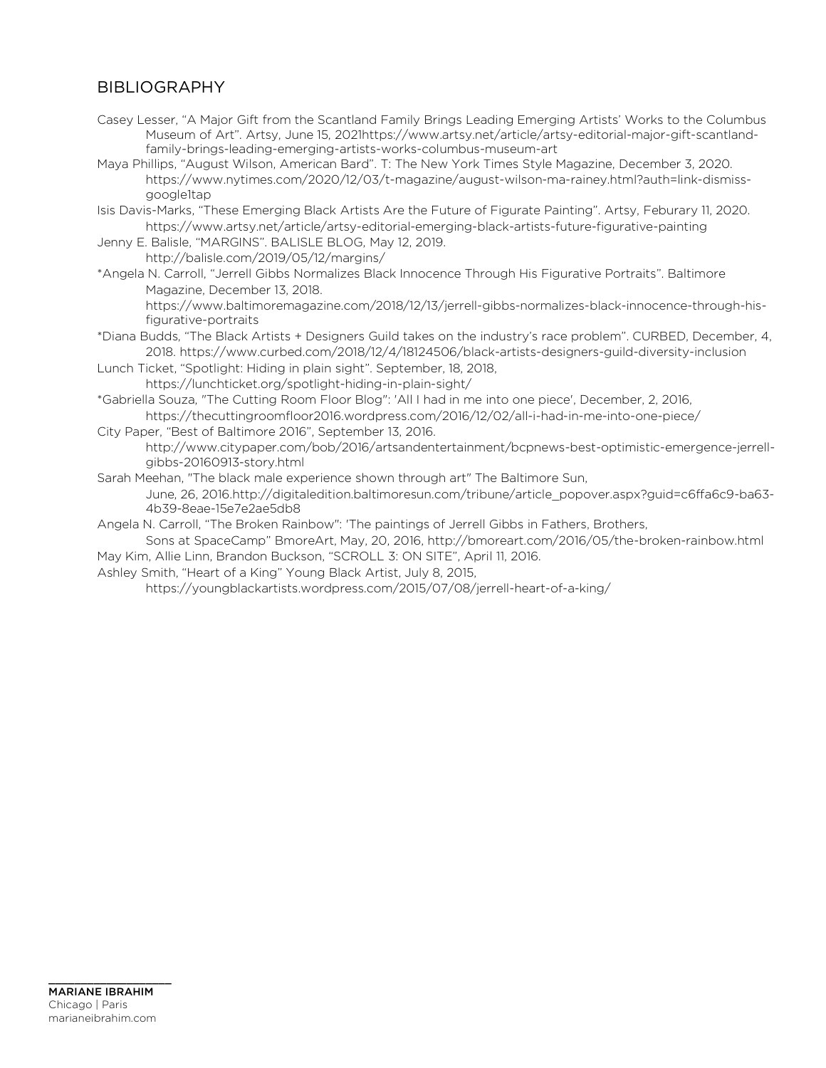## BIBLIOGRAPHY

Casey Lesser, "A Major Gift from the Scantland Family Brings Leading Emerging Artists' Works to the Columbus Museum of Art". Artsy, June 15, 2021https://www.artsy.net/article/artsy-editorial-major-gift-scantland-family-brings-leading-emerging-artists-works-columbus-museum-art

Maya Phillips, "August Wilson, American Bard". T: The New York Times Style Magazine, December 3, 2020. https://www.nytimes.com/2020/12/03/t-magazine/august-wilson-ma-rainey.html?auth=link-dismiss-google1tap

Isis Davis-Marks, "These Emerging Black Artists Are the Future of Figurate Painting". Artsy, Feburary 11, 2020. https://www.artsy.net/article/artsy-editorial-emerging-black-artists-future-figurative-painting

Jenny E. Balisle, "MARGINS". BALISLE BLOG, May 12, 2019. http://balisle.com/2019/05/12/margins/

*Angela N. Carroll, "Jerrell Gibbs Normalizes Black Innocence Through His Figurative Portraits". Baltimore Magazine, December 13, 2018. https://www.baltimoremagazine.com/2018/12/13/jerrell-gibbs-normalizes-black-innocence-through-his-figurative-portraits

*Diana Budds, "The Black Artists + Designers Guild takes on the industry's race problem". CURBED, December, 4, 2018. https://www.curbed.com/2018/12/4/18124506/black-artists-designers-guild-diversity-inclusion

Lunch Ticket, "Spotlight: Hiding in plain sight". September, 18, 2018, https://lunchticket.org/spotlight-hiding-in-plain-sight/

*Gabriella Souza, "The Cutting Room Floor Blog": 'All I had in me into one piece', December, 2, 2016, https://thecuttingroomfloor2016.wordpress.com/2016/12/02/all-i-had-in-me-into-one-piece/

City Paper, "Best of Baltimore 2016", September 13, 2016. http://www.citypaper.com/bob/2016/artsandentertainment/bcpnews-best-optimistic-emergence-jerrell-gibbs-20160913-story.html

Sarah Meehan, "The black male experience shown through art" The Baltimore Sun, June, 26, 2016.http://digitaledition.baltimoresun.com/tribune/article_popover.aspx?guid=c6ffa6c9-ba63-4b39-8eae-15e7e2ae5db8

Angela N. Carroll, "The Broken Rainbow": 'The paintings of Jerrell Gibbs in Fathers, Brothers, Sons at SpaceCamp" BmoreArt, May, 20, 2016, http://bmoreart.com/2016/05/the-broken-rainbow.html

May Kim, Allie Linn, Brandon Buckson, "SCROLL 3: ON SITE", April 11, 2016.

Ashley Smith, "Heart of a King" Young Black Artist, July 8, 2015, https://youngblackartists.wordpress.com/2015/07/08/jerrell-heart-of-a-king/